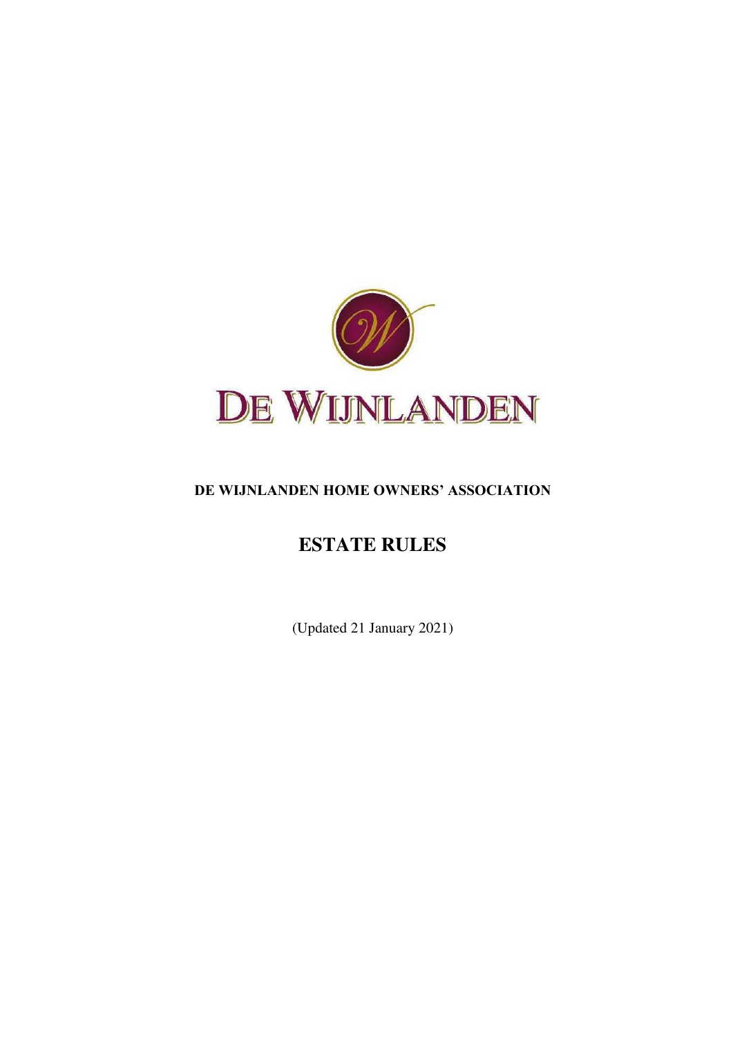# DE WIJNLANDEN

**DE WIJNLANDEN HOME OWNERS' ASSOCIATION**

## ESTATE RULES

(Updated 21 January 2021)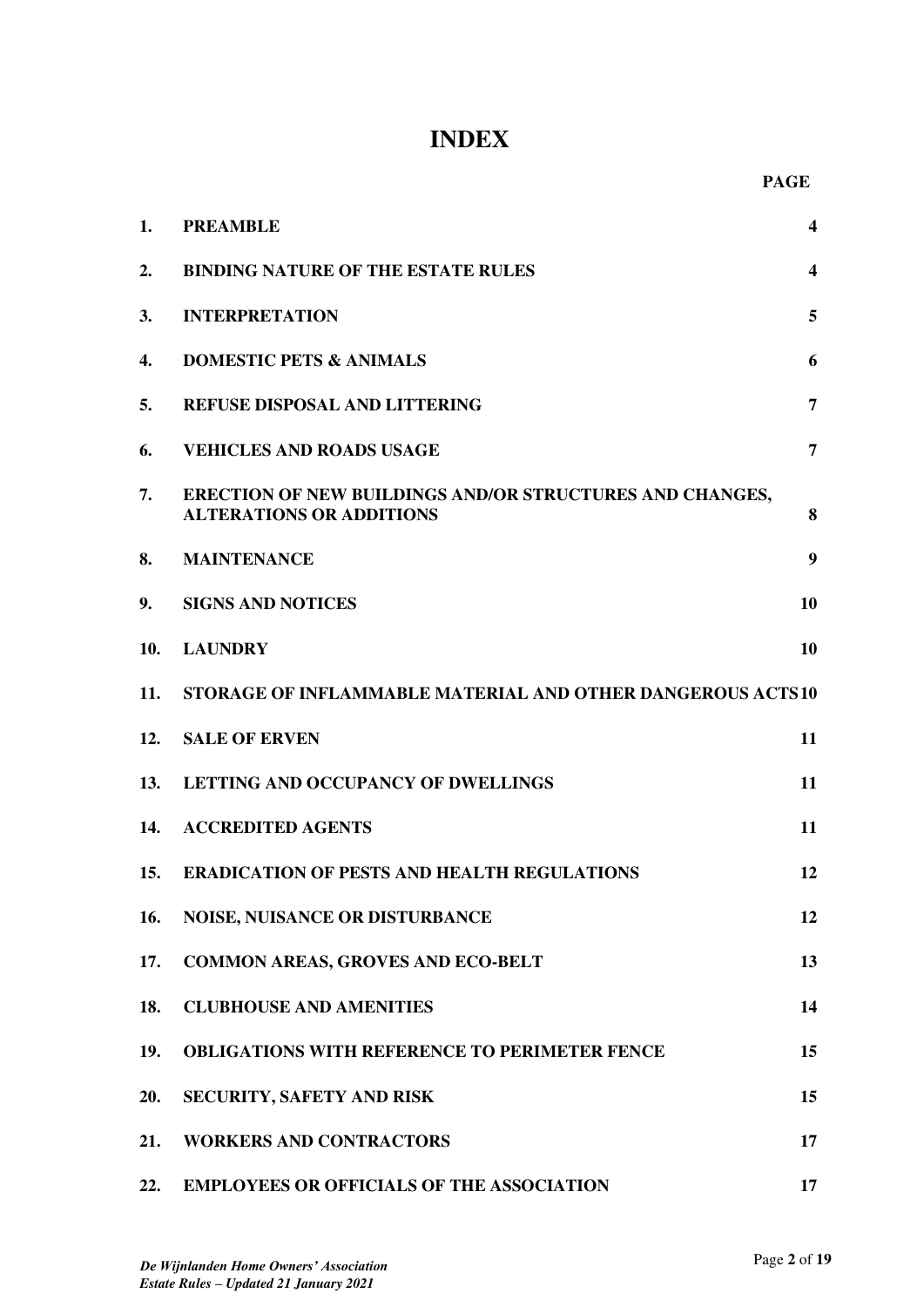# INDEX

| | | PAGE |
|---|---|---|
| 1. | PREAMBLE | 4 |
| 2. | BINDING NATURE OF THE ESTATE RULES | 4 |
| 3. | INTERPRETATION | 5 |
| 4. | DOMESTIC PETS & ANIMALS | 6 |
| 5. | REFUSE DISPOSAL AND LITTERING | 7 |
| 6. | VEHICLES AND ROADS USAGE | 7 |
| 7. | ERECTION OF NEW BUILDINGS AND/OR STRUCTURES AND CHANGES, ALTERATIONS OR ADDITIONS | 8 |
| 8. | MAINTENANCE | 9 |
| 9. | SIGNS AND NOTICES | 10 |
| 10. | LAUNDRY | 10 |
| 11. | STORAGE OF INFLAMMABLE MATERIAL AND OTHER DANGEROUS ACTS | 10 |
| 12. | SALE OF ERVEN | 11 |
| 13. | LETTING AND OCCUPANCY OF DWELLINGS | 11 |
| 14. | ACCREDITED AGENTS | 11 |
| 15. | ERADICATION OF PESTS AND HEALTH REGULATIONS | 12 |
| 16. | NOISE, NUISANCE OR DISTURBANCE | 12 |
| 17. | COMMON AREAS, GROVES AND ECO-BELT | 13 |
| 18. | CLUBHOUSE AND AMENITIES | 14 |
| 19. | OBLIGATIONS WITH REFERENCE TO PERIMETER FENCE | 15 |
| 20. | SECURITY, SAFETY AND RISK | 15 |
| 21. | WORKERS AND CONTRACTORS | 17 |
| 22. | EMPLOYEES OR OFFICIALS OF THE ASSOCIATION | 17 |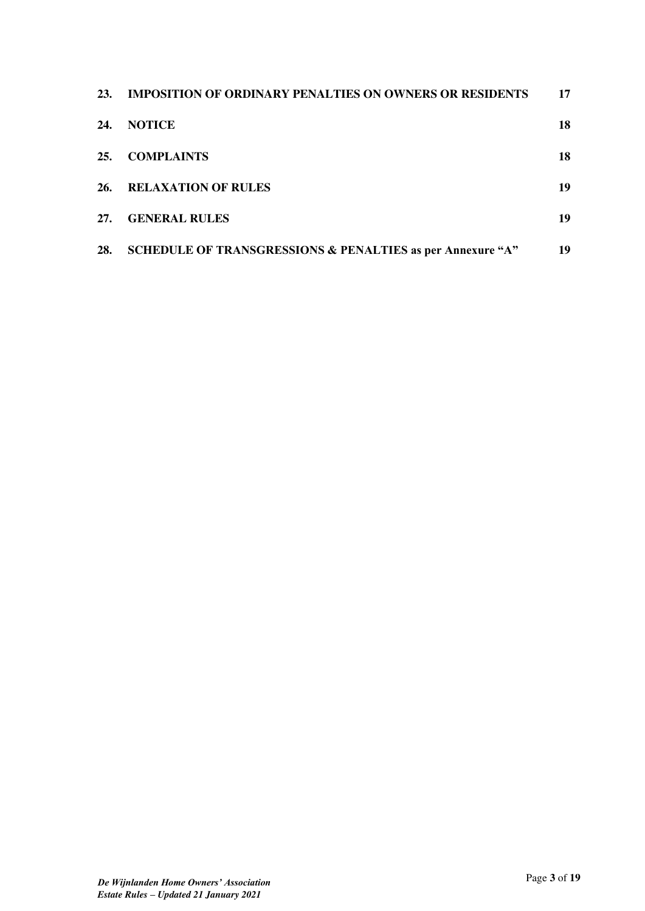| | | |
|---|---|---|
| **23.** | **IMPOSITION OF ORDINARY PENALTIES ON OWNERS OR RESIDENTS** | **17** |
| **24.** | **NOTICE** | **18** |
| **25.** | **COMPLAINTS** | **18** |
| **26.** | **RELAXATION OF RULES** | **19** |
| **27.** | **GENERAL RULES** | **19** |
| **28.** | **SCHEDULE OF TRANSGRESSIONS & PENALTIES as per Annexure "A"** | **19** |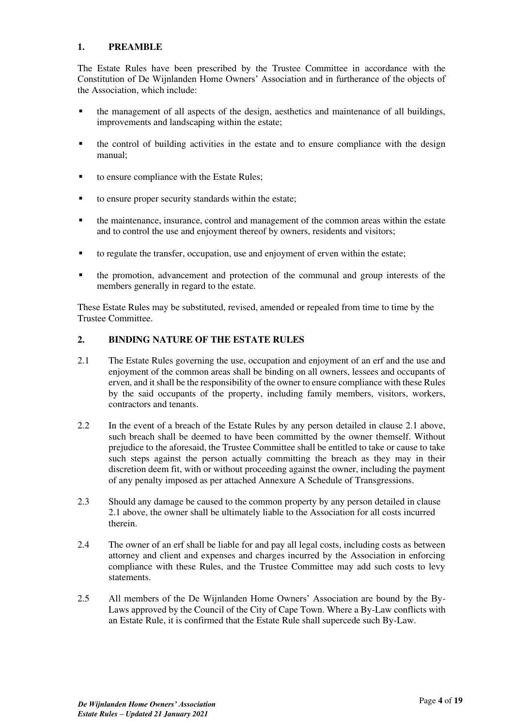## 1. PREAMBLE

The Estate Rules have been prescribed by the Trustee Committee in accordance with the Constitution of De Wijnlanden Home Owners' Association and in furtherance of the objects of the Association, which include:

- the management of all aspects of the design, aesthetics and maintenance of all buildings, improvements and landscaping within the estate;
- the control of building activities in the estate and to ensure compliance with the design manual;
- to ensure compliance with the Estate Rules;
- to ensure proper security standards within the estate;
- the maintenance, insurance, control and management of the common areas within the estate and to control the use and enjoyment thereof by owners, residents and visitors;
- to regulate the transfer, occupation, use and enjoyment of erven within the estate;
- the promotion, advancement and protection of the communal and group interests of the members generally in regard to the estate.

These Estate Rules may be substituted, revised, amended or repealed from time to time by the Trustee Committee.

## 2. BINDING NATURE OF THE ESTATE RULES

2.1 The Estate Rules governing the use, occupation and enjoyment of an erf and the use and enjoyment of the common areas shall be binding on all owners, lessees and occupants of erven, and it shall be the responsibility of the owner to ensure compliance with these Rules by the said occupants of the property, including family members, visitors, workers, contractors and tenants.

2.2 In the event of a breach of the Estate Rules by any person detailed in clause 2.1 above, such breach shall be deemed to have been committed by the owner themself. Without prejudice to the aforesaid, the Trustee Committee shall be entitled to take or cause to take such steps against the person actually committing the breach as they may in their discretion deem fit, with or without proceeding against the owner, including the payment of any penalty imposed as per attached Annexure A Schedule of Transgressions.

2.3 Should any damage be caused to the common property by any person detailed in clause 2.1 above, the owner shall be ultimately liable to the Association for all costs incurred therein.

2.4 The owner of an erf shall be liable for and pay all legal costs, including costs as between attorney and client and expenses and charges incurred by the Association in enforcing compliance with these Rules, and the Trustee Committee may add such costs to levy statements.

2.5 All members of the De Wijnlanden Home Owners' Association are bound by the By-Laws approved by the Council of the City of Cape Town. Where a By-Law conflicts with an Estate Rule, it is confirmed that the Estate Rule shall supercede such By-Law.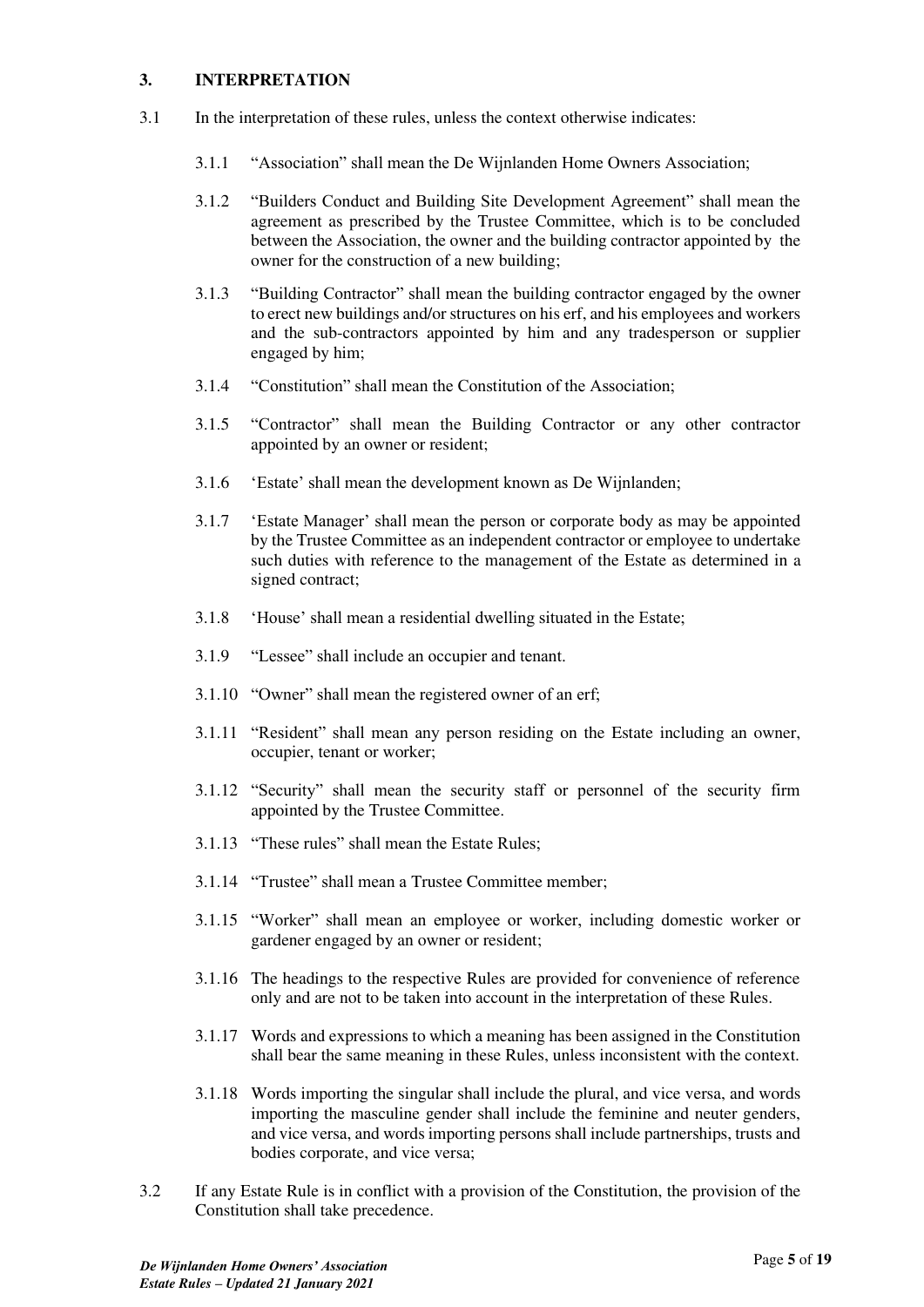## 3. INTERPRETATION

3.1 In the interpretation of these rules, unless the context otherwise indicates:

3.1.1 "Association" shall mean the De Wijnlanden Home Owners Association;

3.1.2 "Builders Conduct and Building Site Development Agreement" shall mean the agreement as prescribed by the Trustee Committee, which is to be concluded between the Association, the owner and the building contractor appointed by the owner for the construction of a new building;

3.1.3 "Building Contractor" shall mean the building contractor engaged by the owner to erect new buildings and/or structures on his erf, and his employees and workers and the sub-contractors appointed by him and any tradesperson or supplier engaged by him;

3.1.4 "Constitution" shall mean the Constitution of the Association;

3.1.5 "Contractor" shall mean the Building Contractor or any other contractor appointed by an owner or resident;

3.1.6 'Estate' shall mean the development known as De Wijnlanden;

3.1.7 'Estate Manager' shall mean the person or corporate body as may be appointed by the Trustee Committee as an independent contractor or employee to undertake such duties with reference to the management of the Estate as determined in a signed contract;

3.1.8 'House' shall mean a residential dwelling situated in the Estate;

3.1.9 "Lessee" shall include an occupier and tenant.

3.1.10 "Owner" shall mean the registered owner of an erf;

3.1.11 "Resident" shall mean any person residing on the Estate including an owner, occupier, tenant or worker;

3.1.12 "Security" shall mean the security staff or personnel of the security firm appointed by the Trustee Committee.

3.1.13 "These rules" shall mean the Estate Rules;

3.1.14 "Trustee" shall mean a Trustee Committee member;

3.1.15 "Worker" shall mean an employee or worker, including domestic worker or gardener engaged by an owner or resident;

3.1.16 The headings to the respective Rules are provided for convenience of reference only and are not to be taken into account in the interpretation of these Rules.

3.1.17 Words and expressions to which a meaning has been assigned in the Constitution shall bear the same meaning in these Rules, unless inconsistent with the context.

3.1.18 Words importing the singular shall include the plural, and vice versa, and words importing the masculine gender shall include the feminine and neuter genders, and vice versa, and words importing persons shall include partnerships, trusts and bodies corporate, and vice versa;

3.2 If any Estate Rule is in conflict with a provision of the Constitution, the provision of the Constitution shall take precedence.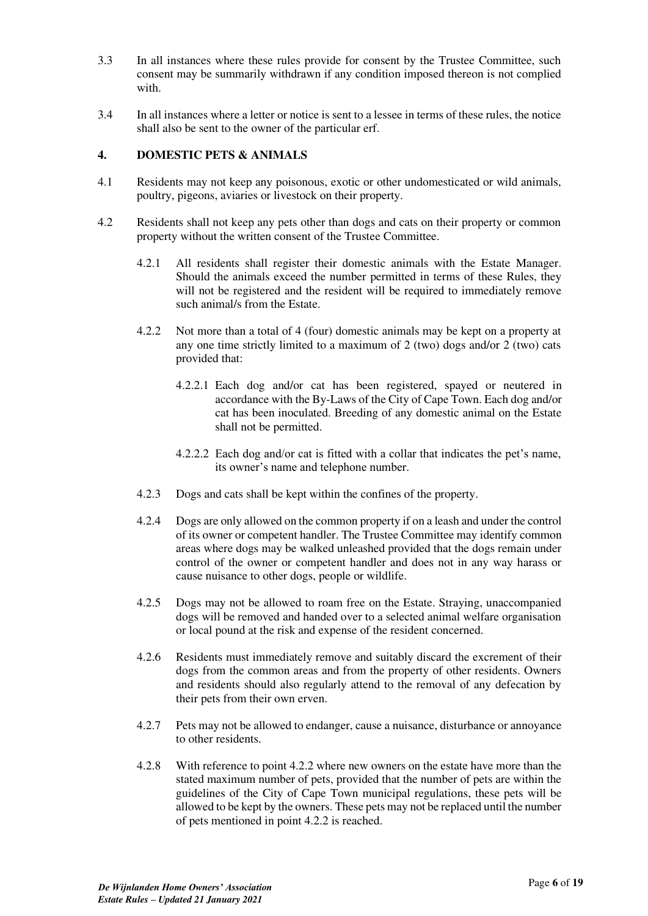3.3 In all instances where these rules provide for consent by the Trustee Committee, such consent may be summarily withdrawn if any condition imposed thereon is not complied with.

3.4 In all instances where a letter or notice is sent to a lessee in terms of these rules, the notice shall also be sent to the owner of the particular erf.

## 4. DOMESTIC PETS & ANIMALS

4.1 Residents may not keep any poisonous, exotic or other undomesticated or wild animals, poultry, pigeons, aviaries or livestock on their property.

4.2 Residents shall not keep any pets other than dogs and cats on their property or common property without the written consent of the Trustee Committee.

4.2.1 All residents shall register their domestic animals with the Estate Manager. Should the animals exceed the number permitted in terms of these Rules, they will not be registered and the resident will be required to immediately remove such animal/s from the Estate.

4.2.2 Not more than a total of 4 (four) domestic animals may be kept on a property at any one time strictly limited to a maximum of 2 (two) dogs and/or 2 (two) cats provided that:

4.2.2.1 Each dog and/or cat has been registered, spayed or neutered in accordance with the By-Laws of the City of Cape Town. Each dog and/or cat has been inoculated. Breeding of any domestic animal on the Estate shall not be permitted.

4.2.2.2 Each dog and/or cat is fitted with a collar that indicates the pet's name, its owner's name and telephone number.

4.2.3 Dogs and cats shall be kept within the confines of the property.

4.2.4 Dogs are only allowed on the common property if on a leash and under the control of its owner or competent handler. The Trustee Committee may identify common areas where dogs may be walked unleashed provided that the dogs remain under control of the owner or competent handler and does not in any way harass or cause nuisance to other dogs, people or wildlife.

4.2.5 Dogs may not be allowed to roam free on the Estate. Straying, unaccompanied dogs will be removed and handed over to a selected animal welfare organisation or local pound at the risk and expense of the resident concerned.

4.2.6 Residents must immediately remove and suitably discard the excrement of their dogs from the common areas and from the property of other residents. Owners and residents should also regularly attend to the removal of any defecation by their pets from their own erven.

4.2.7 Pets may not be allowed to endanger, cause a nuisance, disturbance or annoyance to other residents.

4.2.8 With reference to point 4.2.2 where new owners on the estate have more than the stated maximum number of pets, provided that the number of pets are within the guidelines of the City of Cape Town municipal regulations, these pets will be allowed to be kept by the owners. These pets may not be replaced until the number of pets mentioned in point 4.2.2 is reached.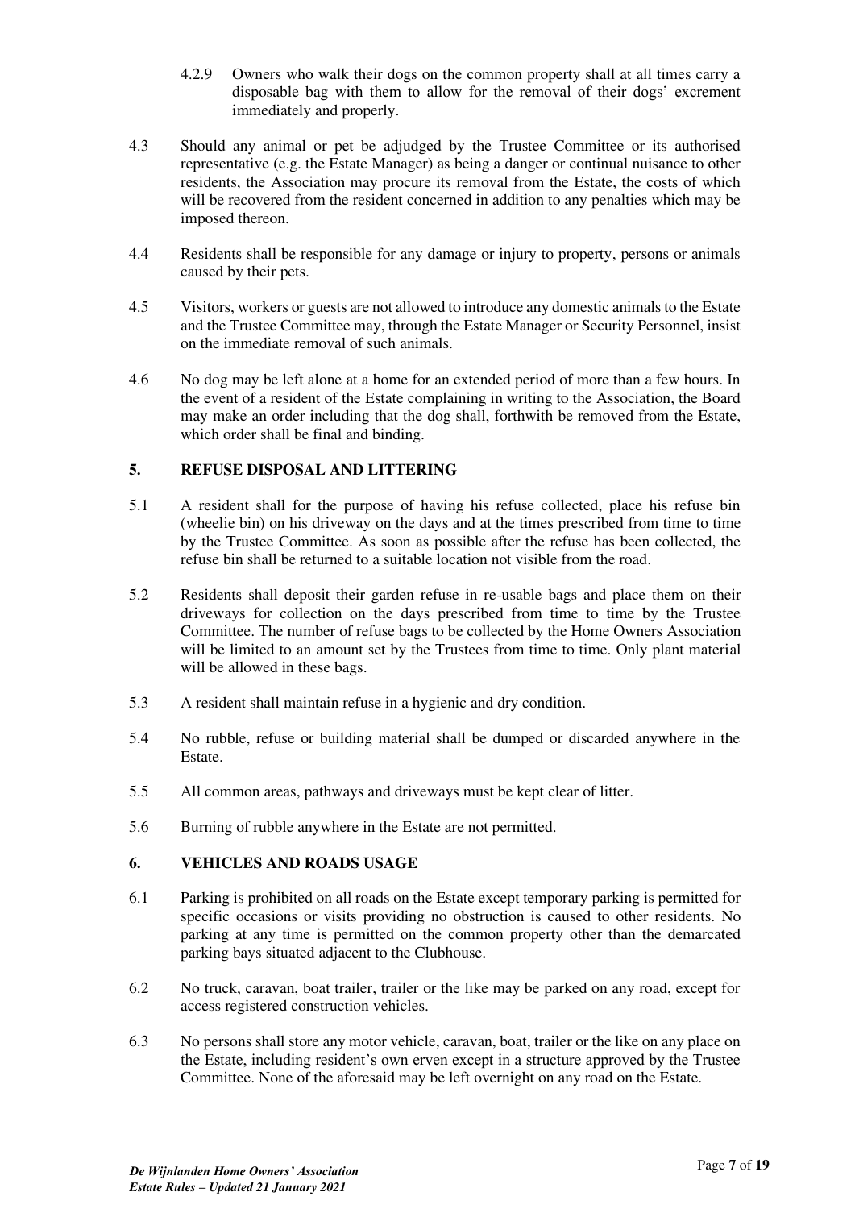4.2.9 Owners who walk their dogs on the common property shall at all times carry a disposable bag with them to allow for the removal of their dogs' excrement immediately and properly.

4.3 Should any animal or pet be adjudged by the Trustee Committee or its authorised representative (e.g. the Estate Manager) as being a danger or continual nuisance to other residents, the Association may procure its removal from the Estate, the costs of which will be recovered from the resident concerned in addition to any penalties which may be imposed thereon.

4.4 Residents shall be responsible for any damage or injury to property, persons or animals caused by their pets.

4.5 Visitors, workers or guests are not allowed to introduce any domestic animals to the Estate and the Trustee Committee may, through the Estate Manager or Security Personnel, insist on the immediate removal of such animals.

4.6 No dog may be left alone at a home for an extended period of more than a few hours. In the event of a resident of the Estate complaining in writing to the Association, the Board may make an order including that the dog shall, forthwith be removed from the Estate, which order shall be final and binding.

## 5. REFUSE DISPOSAL AND LITTERING

5.1 A resident shall for the purpose of having his refuse collected, place his refuse bin (wheelie bin) on his driveway on the days and at the times prescribed from time to time by the Trustee Committee. As soon as possible after the refuse has been collected, the refuse bin shall be returned to a suitable location not visible from the road.

5.2 Residents shall deposit their garden refuse in re-usable bags and place them on their driveways for collection on the days prescribed from time to time by the Trustee Committee. The number of refuse bags to be collected by the Home Owners Association will be limited to an amount set by the Trustees from time to time. Only plant material will be allowed in these bags.

5.3 A resident shall maintain refuse in a hygienic and dry condition.

5.4 No rubble, refuse or building material shall be dumped or discarded anywhere in the Estate.

5.5 All common areas, pathways and driveways must be kept clear of litter.

5.6 Burning of rubble anywhere in the Estate are not permitted.

## 6. VEHICLES AND ROADS USAGE

6.1 Parking is prohibited on all roads on the Estate except temporary parking is permitted for specific occasions or visits providing no obstruction is caused to other residents. No parking at any time is permitted on the common property other than the demarcated parking bays situated adjacent to the Clubhouse.

6.2 No truck, caravan, boat trailer, trailer or the like may be parked on any road, except for access registered construction vehicles.

6.3 No persons shall store any motor vehicle, caravan, boat, trailer or the like on any place on the Estate, including resident's own erven except in a structure approved by the Trustee Committee. None of the aforesaid may be left overnight on any road on the Estate.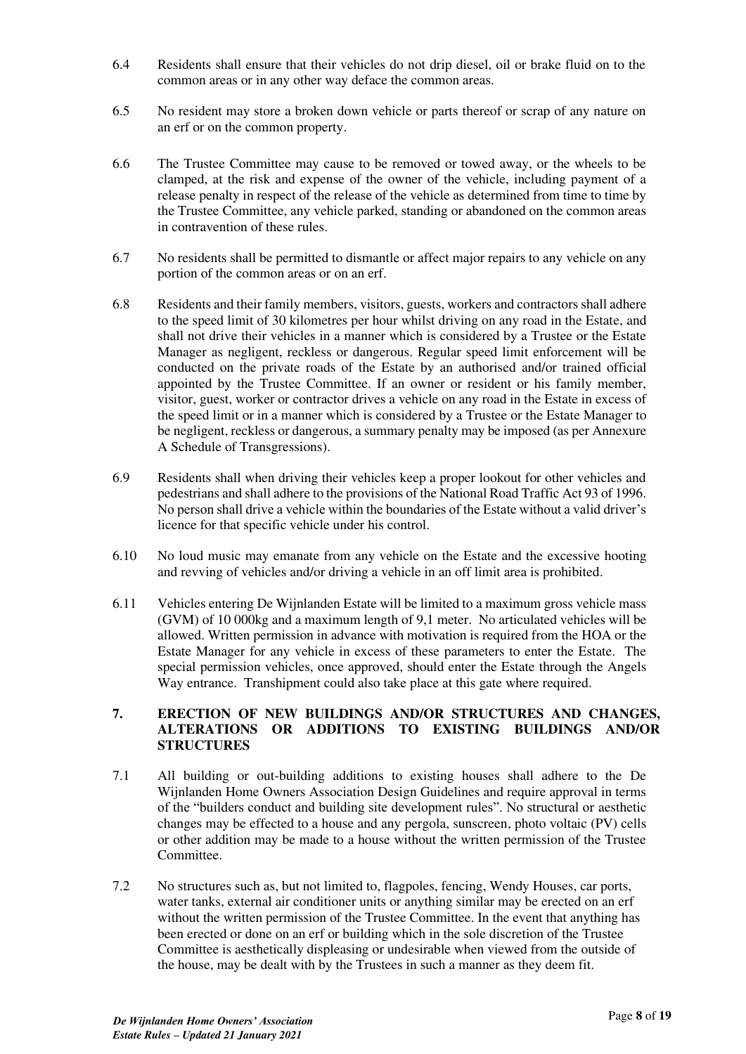6.4 Residents shall ensure that their vehicles do not drip diesel, oil or brake fluid on to the common areas or in any other way deface the common areas.

6.5 No resident may store a broken down vehicle or parts thereof or scrap of any nature on an erf or on the common property.

6.6 The Trustee Committee may cause to be removed or towed away, or the wheels to be clamped, at the risk and expense of the owner of the vehicle, including payment of a release penalty in respect of the release of the vehicle as determined from time to time by the Trustee Committee, any vehicle parked, standing or abandoned on the common areas in contravention of these rules.

6.7 No residents shall be permitted to dismantle or affect major repairs to any vehicle on any portion of the common areas or on an erf.

6.8 Residents and their family members, visitors, guests, workers and contractors shall adhere to the speed limit of 30 kilometres per hour whilst driving on any road in the Estate, and shall not drive their vehicles in a manner which is considered by a Trustee or the Estate Manager as negligent, reckless or dangerous. Regular speed limit enforcement will be conducted on the private roads of the Estate by an authorised and/or trained official appointed by the Trustee Committee. If an owner or resident or his family member, visitor, guest, worker or contractor drives a vehicle on any road in the Estate in excess of the speed limit or in a manner which is considered by a Trustee or the Estate Manager to be negligent, reckless or dangerous, a summary penalty may be imposed (as per Annexure A Schedule of Transgressions).

6.9 Residents shall when driving their vehicles keep a proper lookout for other vehicles and pedestrians and shall adhere to the provisions of the National Road Traffic Act 93 of 1996. No person shall drive a vehicle within the boundaries of the Estate without a valid driver's licence for that specific vehicle under his control.

6.10 No loud music may emanate from any vehicle on the Estate and the excessive hooting and revving of vehicles and/or driving a vehicle in an off limit area is prohibited.

6.11 Vehicles entering De Wijnlanden Estate will be limited to a maximum gross vehicle mass (GVM) of 10 000kg and a maximum length of 9,1 meter. No articulated vehicles will be allowed. Written permission in advance with motivation is required from the HOA or the Estate Manager for any vehicle in excess of these parameters to enter the Estate. The special permission vehicles, once approved, should enter the Estate through the Angels Way entrance. Transhipment could also take place at this gate where required.

## 7. ERECTION OF NEW BUILDINGS AND/OR STRUCTURES AND CHANGES, ALTERATIONS OR ADDITIONS TO EXISTING BUILDINGS AND/OR STRUCTURES

7.1 All building or out-building additions to existing houses shall adhere to the De Wijnlanden Home Owners Association Design Guidelines and require approval in terms of the "builders conduct and building site development rules". No structural or aesthetic changes may be effected to a house and any pergola, sunscreen, photo voltaic (PV) cells or other addition may be made to a house without the written permission of the Trustee Committee.

7.2 No structures such as, but not limited to, flagpoles, fencing, Wendy Houses, car ports, water tanks, external air conditioner units or anything similar may be erected on an erf without the written permission of the Trustee Committee. In the event that anything has been erected or done on an erf or building which in the sole discretion of the Trustee Committee is aesthetically displeasing or undesirable when viewed from the outside of the house, may be dealt with by the Trustees in such a manner as they deem fit.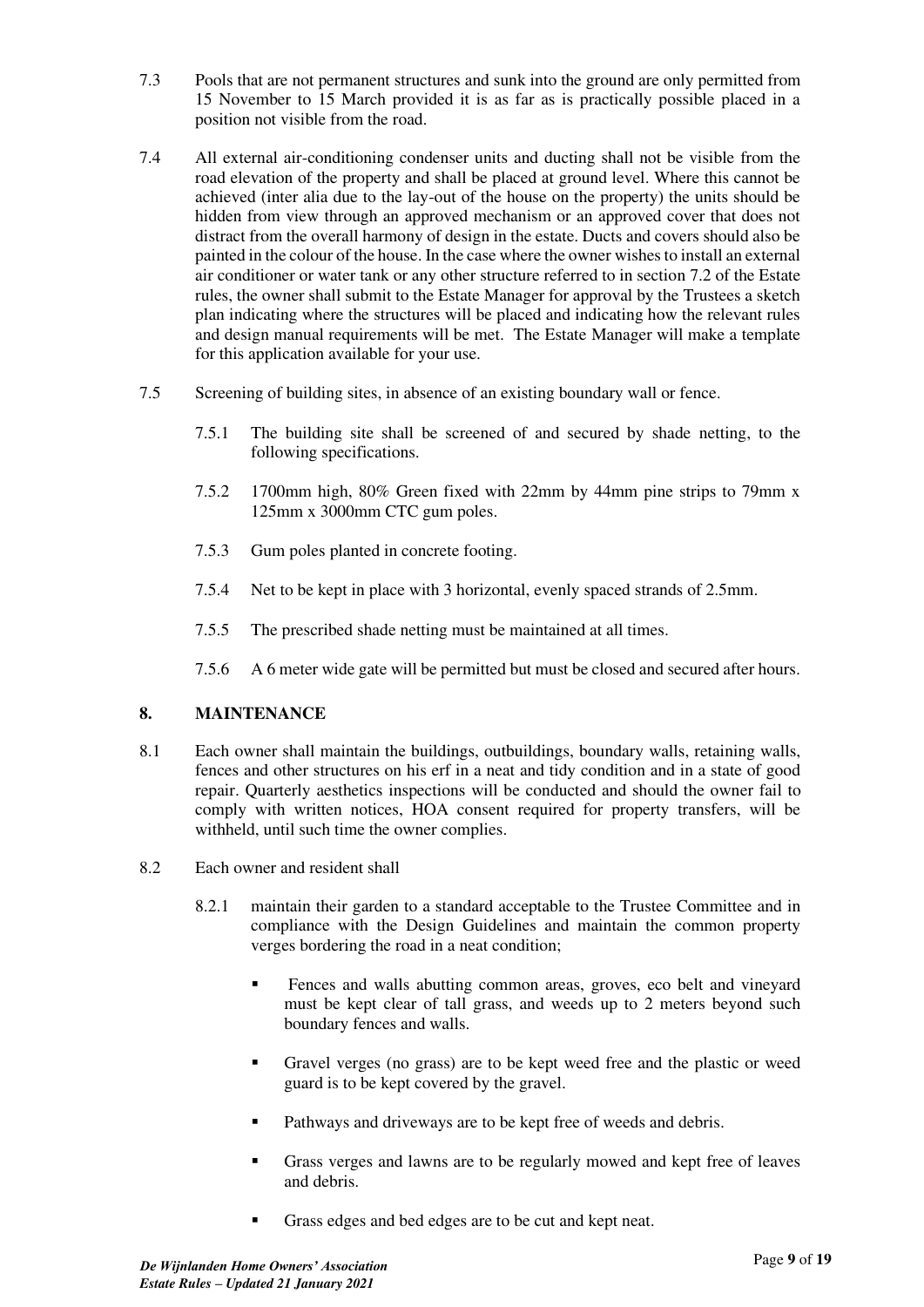7.3 Pools that are not permanent structures and sunk into the ground are only permitted from 15 November to 15 March provided it is as far as is practically possible placed in a position not visible from the road.

7.4 All external air-conditioning condenser units and ducting shall not be visible from the road elevation of the property and shall be placed at ground level. Where this cannot be achieved (inter alia due to the lay-out of the house on the property) the units should be hidden from view through an approved mechanism or an approved cover that does not distract from the overall harmony of design in the estate. Ducts and covers should also be painted in the colour of the house. In the case where the owner wishes to install an external air conditioner or water tank or any other structure referred to in section 7.2 of the Estate rules, the owner shall submit to the Estate Manager for approval by the Trustees a sketch plan indicating where the structures will be placed and indicating how the relevant rules and design manual requirements will be met. The Estate Manager will make a template for this application available for your use.

7.5 Screening of building sites, in absence of an existing boundary wall or fence.

7.5.1 The building site shall be screened of and secured by shade netting, to the following specifications.

7.5.2 1700mm high, 80% Green fixed with 22mm by 44mm pine strips to 79mm x 125mm x 3000mm CTC gum poles.

7.5.3 Gum poles planted in concrete footing.

7.5.4 Net to be kept in place with 3 horizontal, evenly spaced strands of 2.5mm.

7.5.5 The prescribed shade netting must be maintained at all times.

7.5.6 A 6 meter wide gate will be permitted but must be closed and secured after hours.

## 8. MAINTENANCE

8.1 Each owner shall maintain the buildings, outbuildings, boundary walls, retaining walls, fences and other structures on his erf in a neat and tidy condition and in a state of good repair. Quarterly aesthetics inspections will be conducted and should the owner fail to comply with written notices, HOA consent required for property transfers, will be withheld, until such time the owner complies.

8.2 Each owner and resident shall

8.2.1 maintain their garden to a standard acceptable to the Trustee Committee and in compliance with the Design Guidelines and maintain the common property verges bordering the road in a neat condition;

- Fences and walls abutting common areas, groves, eco belt and vineyard must be kept clear of tall grass, and weeds up to 2 meters beyond such boundary fences and walls.
- Gravel verges (no grass) are to be kept weed free and the plastic or weed guard is to be kept covered by the gravel.
- Pathways and driveways are to be kept free of weeds and debris.
- Grass verges and lawns are to be regularly mowed and kept free of leaves and debris.
- Grass edges and bed edges are to be cut and kept neat.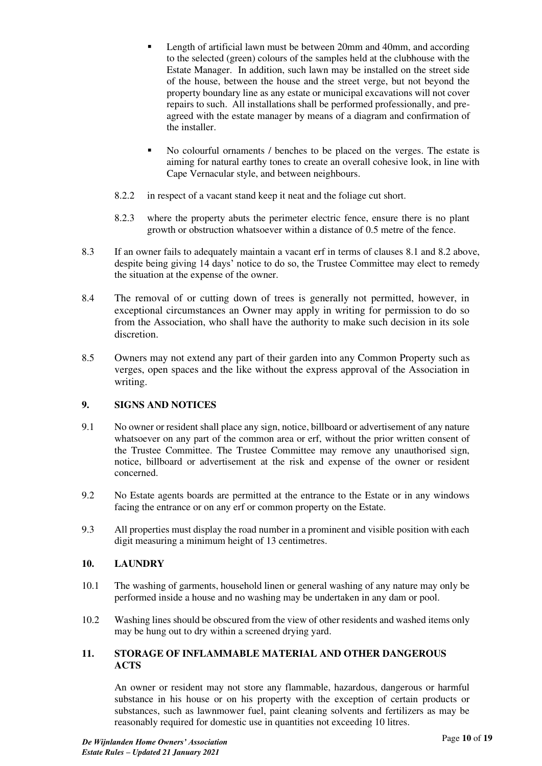- Length of artificial lawn must be between 20mm and 40mm, and according to the selected (green) colours of the samples held at the clubhouse with the Estate Manager. In addition, such lawn may be installed on the street side of the house, between the house and the street verge, but not beyond the property boundary line as any estate or municipal excavations will not cover repairs to such. All installations shall be performed professionally, and pre-agreed with the estate manager by means of a diagram and confirmation of the installer.

- No colourful ornaments / benches to be placed on the verges. The estate is aiming for natural earthy tones to create an overall cohesive look, in line with Cape Vernacular style, and between neighbours.

8.2.2 in respect of a vacant stand keep it neat and the foliage cut short.

8.2.3 where the property abuts the perimeter electric fence, ensure there is no plant growth or obstruction whatsoever within a distance of 0.5 metre of the fence.

8.3 If an owner fails to adequately maintain a vacant erf in terms of clauses 8.1 and 8.2 above, despite being giving 14 days' notice to do so, the Trustee Committee may elect to remedy the situation at the expense of the owner.

8.4 The removal of or cutting down of trees is generally not permitted, however, in exceptional circumstances an Owner may apply in writing for permission to do so from the Association, who shall have the authority to make such decision in its sole discretion.

8.5 Owners may not extend any part of their garden into any Common Property such as verges, open spaces and the like without the express approval of the Association in writing.

## 9. SIGNS AND NOTICES

9.1 No owner or resident shall place any sign, notice, billboard or advertisement of any nature whatsoever on any part of the common area or erf, without the prior written consent of the Trustee Committee. The Trustee Committee may remove any unauthorised sign, notice, billboard or advertisement at the risk and expense of the owner or resident concerned.

9.2 No Estate agents boards are permitted at the entrance to the Estate or in any windows facing the entrance or on any erf or common property on the Estate.

9.3 All properties must display the road number in a prominent and visible position with each digit measuring a minimum height of 13 centimetres.

## 10. LAUNDRY

10.1 The washing of garments, household linen or general washing of any nature may only be performed inside a house and no washing may be undertaken in any dam or pool.

10.2 Washing lines should be obscured from the view of other residents and washed items only may be hung out to dry within a screened drying yard.

## 11. STORAGE OF INFLAMMABLE MATERIAL AND OTHER DANGEROUS ACTS

An owner or resident may not store any flammable, hazardous, dangerous or harmful substance in his house or on his property with the exception of certain products or substances, such as lawnmower fuel, paint cleaning solvents and fertilizers as may be reasonably required for domestic use in quantities not exceeding 10 litres.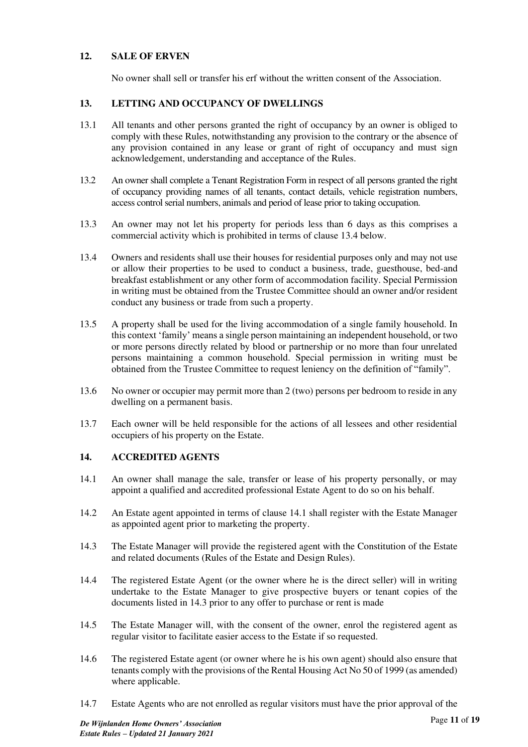## 12. SALE OF ERVEN

No owner shall sell or transfer his erf without the written consent of the Association.

## 13. LETTING AND OCCUPANCY OF DWELLINGS

13.1 All tenants and other persons granted the right of occupancy by an owner is obliged to comply with these Rules, notwithstanding any provision to the contrary or the absence of any provision contained in any lease or grant of right of occupancy and must sign acknowledgement, understanding and acceptance of the Rules.

13.2 An owner shall complete a Tenant Registration Form in respect of all persons granted the right of occupancy providing names of all tenants, contact details, vehicle registration numbers, access control serial numbers, animals and period of lease prior to taking occupation.

13.3 An owner may not let his property for periods less than 6 days as this comprises a commercial activity which is prohibited in terms of clause 13.4 below.

13.4 Owners and residents shall use their houses for residential purposes only and may not use or allow their properties to be used to conduct a business, trade, guesthouse, bed-and breakfast establishment or any other form of accommodation facility. Special Permission in writing must be obtained from the Trustee Committee should an owner and/or resident conduct any business or trade from such a property.

13.5 A property shall be used for the living accommodation of a single family household. In this context 'family' means a single person maintaining an independent household, or two or more persons directly related by blood or partnership or no more than four unrelated persons maintaining a common household. Special permission in writing must be obtained from the Trustee Committee to request leniency on the definition of "family".

13.6 No owner or occupier may permit more than 2 (two) persons per bedroom to reside in any dwelling on a permanent basis.

13.7 Each owner will be held responsible for the actions of all lessees and other residential occupiers of his property on the Estate.

## 14. ACCREDITED AGENTS

14.1 An owner shall manage the sale, transfer or lease of his property personally, or may appoint a qualified and accredited professional Estate Agent to do so on his behalf.

14.2 An Estate agent appointed in terms of clause 14.1 shall register with the Estate Manager as appointed agent prior to marketing the property.

14.3 The Estate Manager will provide the registered agent with the Constitution of the Estate and related documents (Rules of the Estate and Design Rules).

14.4 The registered Estate Agent (or the owner where he is the direct seller) will in writing undertake to the Estate Manager to give prospective buyers or tenant copies of the documents listed in 14.3 prior to any offer to purchase or rent is made

14.5 The Estate Manager will, with the consent of the owner, enrol the registered agent as regular visitor to facilitate easier access to the Estate if so requested.

14.6 The registered Estate agent (or owner where he is his own agent) should also ensure that tenants comply with the provisions of the Rental Housing Act No 50 of 1999 (as amended) where applicable.

14.7 Estate Agents who are not enrolled as regular visitors must have the prior approval of the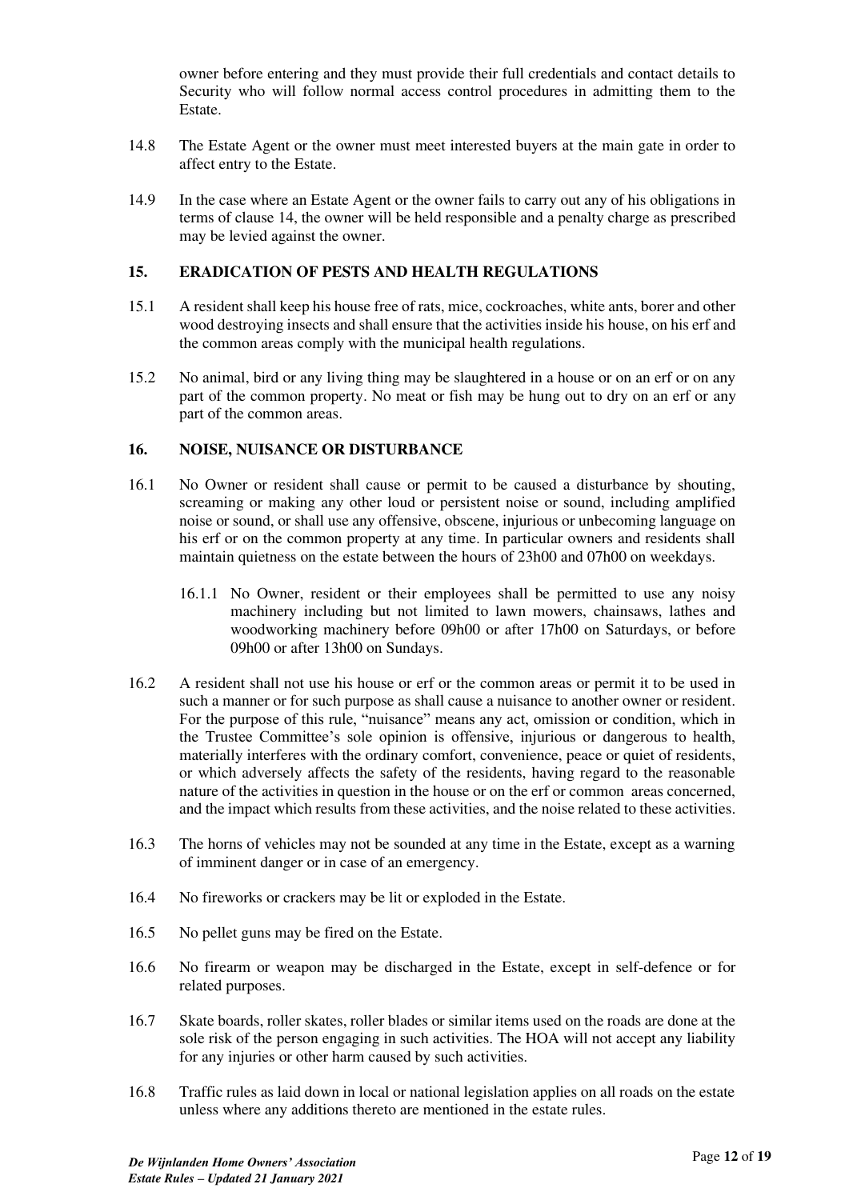owner before entering and they must provide their full credentials and contact details to Security who will follow normal access control procedures in admitting them to the Estate.

14.8 The Estate Agent or the owner must meet interested buyers at the main gate in order to affect entry to the Estate.

14.9 In the case where an Estate Agent or the owner fails to carry out any of his obligations in terms of clause 14, the owner will be held responsible and a penalty charge as prescribed may be levied against the owner.

## 15. ERADICATION OF PESTS AND HEALTH REGULATIONS

15.1 A resident shall keep his house free of rats, mice, cockroaches, white ants, borer and other wood destroying insects and shall ensure that the activities inside his house, on his erf and the common areas comply with the municipal health regulations.

15.2 No animal, bird or any living thing may be slaughtered in a house or on an erf or on any part of the common property. No meat or fish may be hung out to dry on an erf or any part of the common areas.

## 16. NOISE, NUISANCE OR DISTURBANCE

16.1 No Owner or resident shall cause or permit to be caused a disturbance by shouting, screaming or making any other loud or persistent noise or sound, including amplified noise or sound, or shall use any offensive, obscene, injurious or unbecoming language on his erf or on the common property at any time. In particular owners and residents shall maintain quietness on the estate between the hours of 23h00 and 07h00 on weekdays.

16.1.1 No Owner, resident or their employees shall be permitted to use any noisy machinery including but not limited to lawn mowers, chainsaws, lathes and woodworking machinery before 09h00 or after 17h00 on Saturdays, or before 09h00 or after 13h00 on Sundays.

16.2 A resident shall not use his house or erf or the common areas or permit it to be used in such a manner or for such purpose as shall cause a nuisance to another owner or resident. For the purpose of this rule, "nuisance" means any act, omission or condition, which in the Trustee Committee's sole opinion is offensive, injurious or dangerous to health, materially interferes with the ordinary comfort, convenience, peace or quiet of residents, or which adversely affects the safety of the residents, having regard to the reasonable nature of the activities in question in the house or on the erf or common areas concerned, and the impact which results from these activities, and the noise related to these activities.

16.3 The horns of vehicles may not be sounded at any time in the Estate, except as a warning of imminent danger or in case of an emergency.

16.4 No fireworks or crackers may be lit or exploded in the Estate.

16.5 No pellet guns may be fired on the Estate.

16.6 No firearm or weapon may be discharged in the Estate, except in self-defence or for related purposes.

16.7 Skate boards, roller skates, roller blades or similar items used on the roads are done at the sole risk of the person engaging in such activities. The HOA will not accept any liability for any injuries or other harm caused by such activities.

16.8 Traffic rules as laid down in local or national legislation applies on all roads on the estate unless where any additions thereto are mentioned in the estate rules.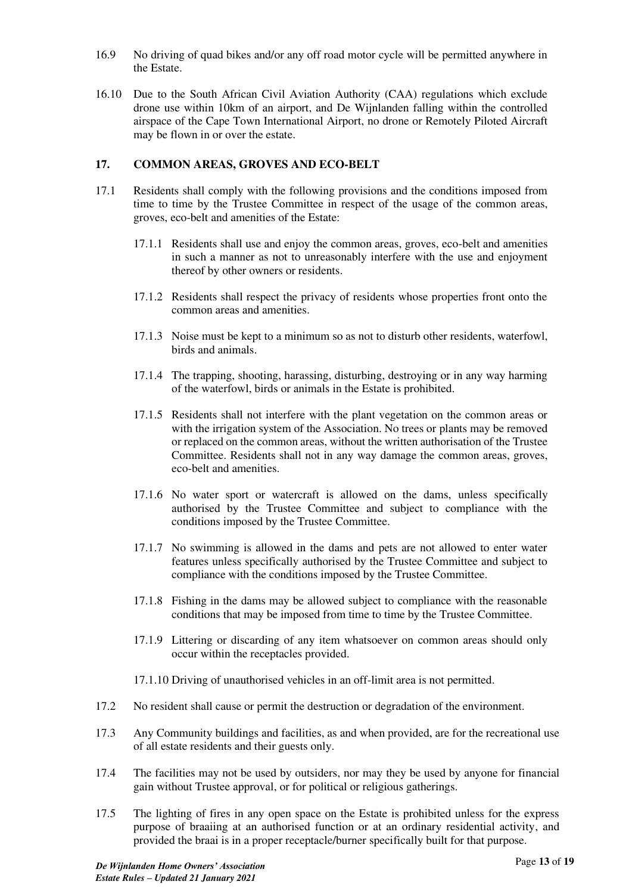16.9 No driving of quad bikes and/or any off road motor cycle will be permitted anywhere in the Estate.

16.10 Due to the South African Civil Aviation Authority (CAA) regulations which exclude drone use within 10km of an airport, and De Wijnlanden falling within the controlled airspace of the Cape Town International Airport, no drone or Remotely Piloted Aircraft may be flown in or over the estate.

## 17. COMMON AREAS, GROVES AND ECO-BELT

17.1 Residents shall comply with the following provisions and the conditions imposed from time to time by the Trustee Committee in respect of the usage of the common areas, groves, eco-belt and amenities of the Estate:

17.1.1 Residents shall use and enjoy the common areas, groves, eco-belt and amenities in such a manner as not to unreasonably interfere with the use and enjoyment thereof by other owners or residents.

17.1.2 Residents shall respect the privacy of residents whose properties front onto the common areas and amenities.

17.1.3 Noise must be kept to a minimum so as not to disturb other residents, waterfowl, birds and animals.

17.1.4 The trapping, shooting, harassing, disturbing, destroying or in any way harming of the waterfowl, birds or animals in the Estate is prohibited.

17.1.5 Residents shall not interfere with the plant vegetation on the common areas or with the irrigation system of the Association. No trees or plants may be removed or replaced on the common areas, without the written authorisation of the Trustee Committee. Residents shall not in any way damage the common areas, groves, eco-belt and amenities.

17.1.6 No water sport or watercraft is allowed on the dams, unless specifically authorised by the Trustee Committee and subject to compliance with the conditions imposed by the Trustee Committee.

17.1.7 No swimming is allowed in the dams and pets are not allowed to enter water features unless specifically authorised by the Trustee Committee and subject to compliance with the conditions imposed by the Trustee Committee.

17.1.8 Fishing in the dams may be allowed subject to compliance with the reasonable conditions that may be imposed from time to time by the Trustee Committee.

17.1.9 Littering or discarding of any item whatsoever on common areas should only occur within the receptacles provided.

17.1.10 Driving of unauthorised vehicles in an off-limit area is not permitted.

17.2 No resident shall cause or permit the destruction or degradation of the environment.

17.3 Any Community buildings and facilities, as and when provided, are for the recreational use of all estate residents and their guests only.

17.4 The facilities may not be used by outsiders, nor may they be used by anyone for financial gain without Trustee approval, or for political or religious gatherings.

17.5 The lighting of fires in any open space on the Estate is prohibited unless for the express purpose of braaiing at an authorised function or at an ordinary residential activity, and provided the braai is in a proper receptacle/burner specifically built for that purpose.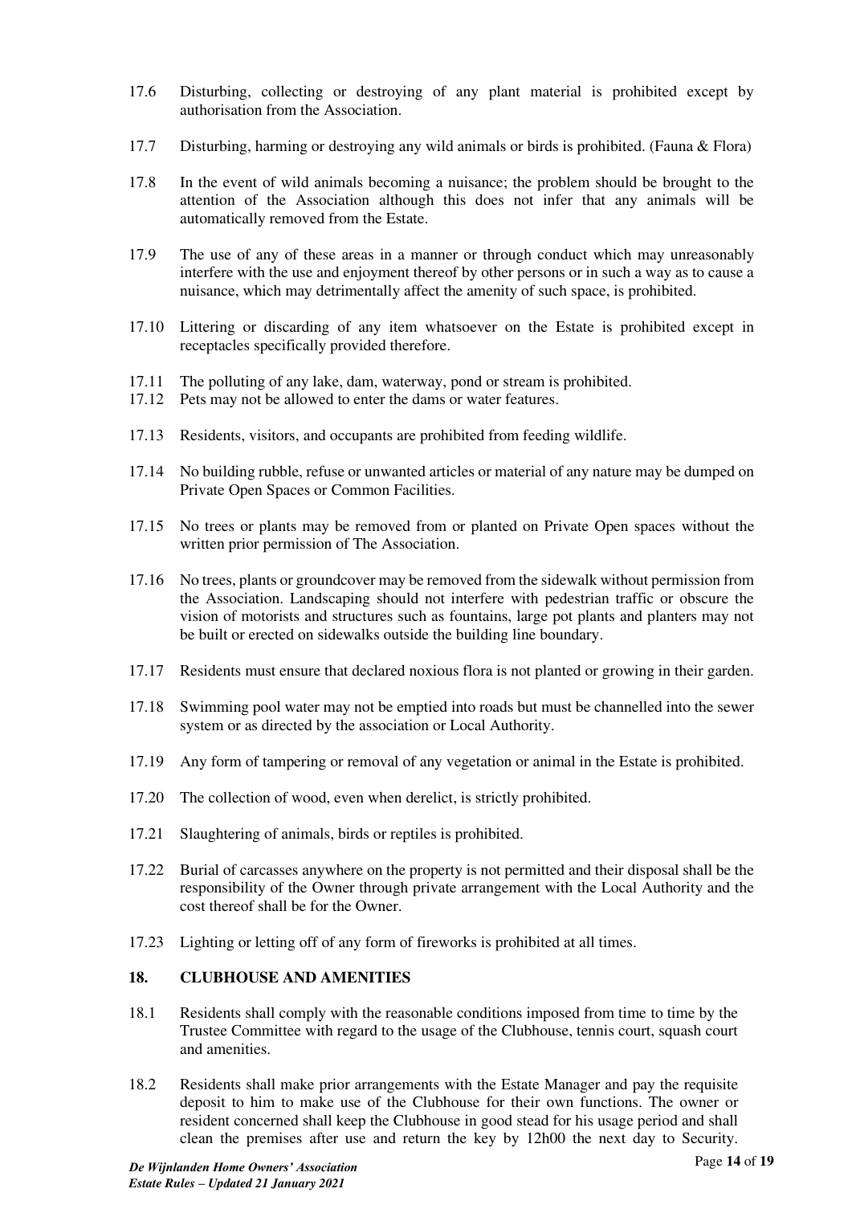17.6 Disturbing, collecting or destroying of any plant material is prohibited except by authorisation from the Association.

17.7 Disturbing, harming or destroying any wild animals or birds is prohibited. (Fauna & Flora)

17.8 In the event of wild animals becoming a nuisance; the problem should be brought to the attention of the Association although this does not infer that any animals will be automatically removed from the Estate.

17.9 The use of any of these areas in a manner or through conduct which may unreasonably interfere with the use and enjoyment thereof by other persons or in such a way as to cause a nuisance, which may detrimentally affect the amenity of such space, is prohibited.

17.10 Littering or discarding of any item whatsoever on the Estate is prohibited except in receptacles specifically provided therefore.

17.11 The polluting of any lake, dam, waterway, pond or stream is prohibited.

17.12 Pets may not be allowed to enter the dams or water features.

17.13 Residents, visitors, and occupants are prohibited from feeding wildlife.

17.14 No building rubble, refuse or unwanted articles or material of any nature may be dumped on Private Open Spaces or Common Facilities.

17.15 No trees or plants may be removed from or planted on Private Open spaces without the written prior permission of The Association.

17.16 No trees, plants or groundcover may be removed from the sidewalk without permission from the Association. Landscaping should not interfere with pedestrian traffic or obscure the vision of motorists and structures such as fountains, large pot plants and planters may not be built or erected on sidewalks outside the building line boundary.

17.17 Residents must ensure that declared noxious flora is not planted or growing in their garden.

17.18 Swimming pool water may not be emptied into roads but must be channelled into the sewer system or as directed by the association or Local Authority.

17.19 Any form of tampering or removal of any vegetation or animal in the Estate is prohibited.

17.20 The collection of wood, even when derelict, is strictly prohibited.

17.21 Slaughtering of animals, birds or reptiles is prohibited.

17.22 Burial of carcasses anywhere on the property is not permitted and their disposal shall be the responsibility of the Owner through private arrangement with the Local Authority and the cost thereof shall be for the Owner.

17.23 Lighting or letting off of any form of fireworks is prohibited at all times.

## 18. CLUBHOUSE AND AMENITIES

18.1 Residents shall comply with the reasonable conditions imposed from time to time by the Trustee Committee with regard to the usage of the Clubhouse, tennis court, squash court and amenities.

18.2 Residents shall make prior arrangements with the Estate Manager and pay the requisite deposit to him to make use of the Clubhouse for their own functions. The owner or resident concerned shall keep the Clubhouse in good stead for his usage period and shall clean the premises after use and return the key by 12h00 the next day to Security.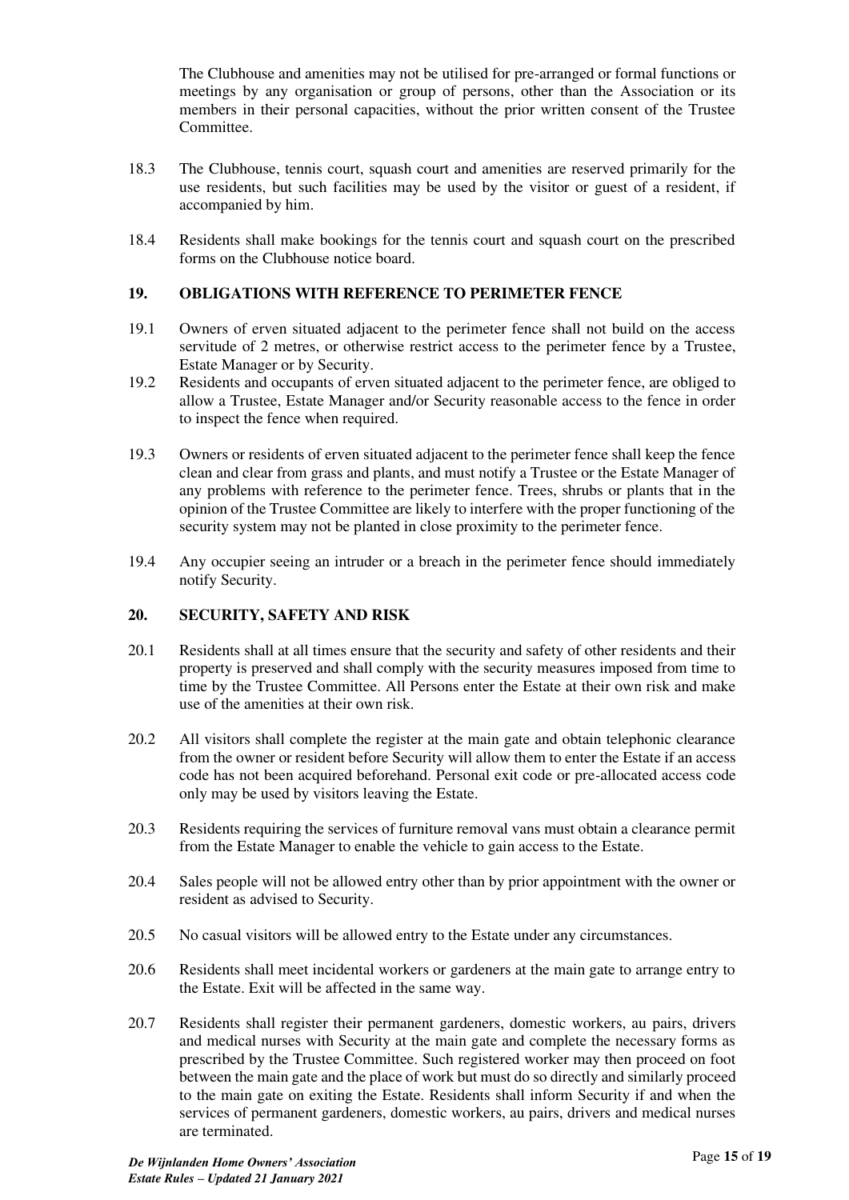The Clubhouse and amenities may not be utilised for pre-arranged or formal functions or meetings by any organisation or group of persons, other than the Association or its members in their personal capacities, without the prior written consent of the Trustee Committee.

18.3 The Clubhouse, tennis court, squash court and amenities are reserved primarily for the use residents, but such facilities may be used by the visitor or guest of a resident, if accompanied by him.

18.4 Residents shall make bookings for the tennis court and squash court on the prescribed forms on the Clubhouse notice board.

## 19. OBLIGATIONS WITH REFERENCE TO PERIMETER FENCE

19.1 Owners of erven situated adjacent to the perimeter fence shall not build on the access servitude of 2 metres, or otherwise restrict access to the perimeter fence by a Trustee, Estate Manager or by Security.

19.2 Residents and occupants of erven situated adjacent to the perimeter fence, are obliged to allow a Trustee, Estate Manager and/or Security reasonable access to the fence in order to inspect the fence when required.

19.3 Owners or residents of erven situated adjacent to the perimeter fence shall keep the fence clean and clear from grass and plants, and must notify a Trustee or the Estate Manager of any problems with reference to the perimeter fence. Trees, shrubs or plants that in the opinion of the Trustee Committee are likely to interfere with the proper functioning of the security system may not be planted in close proximity to the perimeter fence.

19.4 Any occupier seeing an intruder or a breach in the perimeter fence should immediately notify Security.

## 20. SECURITY, SAFETY AND RISK

20.1 Residents shall at all times ensure that the security and safety of other residents and their property is preserved and shall comply with the security measures imposed from time to time by the Trustee Committee. All Persons enter the Estate at their own risk and make use of the amenities at their own risk.

20.2 All visitors shall complete the register at the main gate and obtain telephonic clearance from the owner or resident before Security will allow them to enter the Estate if an access code has not been acquired beforehand. Personal exit code or pre-allocated access code only may be used by visitors leaving the Estate.

20.3 Residents requiring the services of furniture removal vans must obtain a clearance permit from the Estate Manager to enable the vehicle to gain access to the Estate.

20.4 Sales people will not be allowed entry other than by prior appointment with the owner or resident as advised to Security.

20.5 No casual visitors will be allowed entry to the Estate under any circumstances.

20.6 Residents shall meet incidental workers or gardeners at the main gate to arrange entry to the Estate. Exit will be affected in the same way.

20.7 Residents shall register their permanent gardeners, domestic workers, au pairs, drivers and medical nurses with Security at the main gate and complete the necessary forms as prescribed by the Trustee Committee. Such registered worker may then proceed on foot between the main gate and the place of work but must do so directly and similarly proceed to the main gate on exiting the Estate. Residents shall inform Security if and when the services of permanent gardeners, domestic workers, au pairs, drivers and medical nurses are terminated.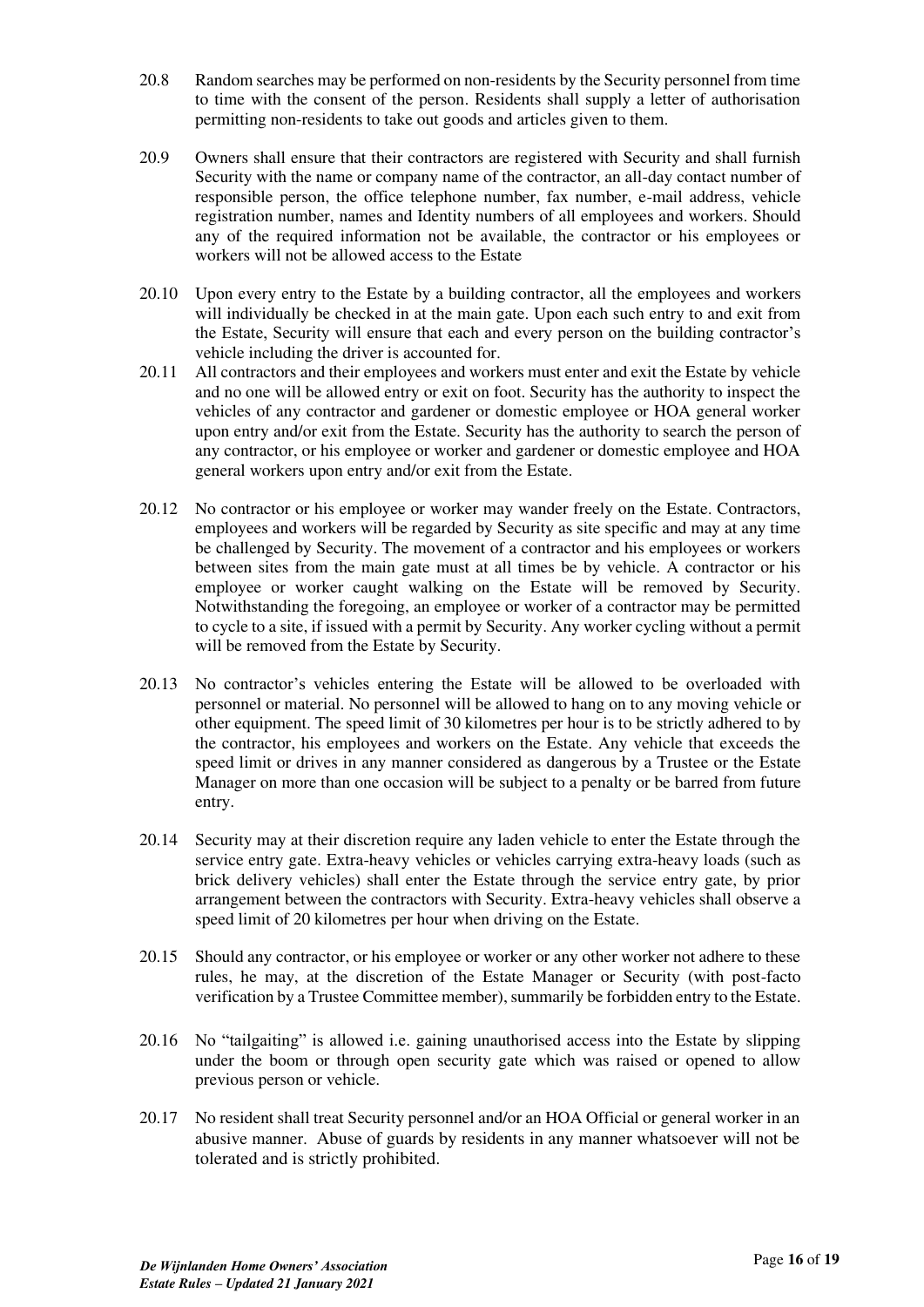20.8 Random searches may be performed on non-residents by the Security personnel from time to time with the consent of the person. Residents shall supply a letter of authorisation permitting non-residents to take out goods and articles given to them.

20.9 Owners shall ensure that their contractors are registered with Security and shall furnish Security with the name or company name of the contractor, an all-day contact number of responsible person, the office telephone number, fax number, e-mail address, vehicle registration number, names and Identity numbers of all employees and workers. Should any of the required information not be available, the contractor or his employees or workers will not be allowed access to the Estate

20.10 Upon every entry to the Estate by a building contractor, all the employees and workers will individually be checked in at the main gate. Upon each such entry to and exit from the Estate, Security will ensure that each and every person on the building contractor's vehicle including the driver is accounted for.

20.11 All contractors and their employees and workers must enter and exit the Estate by vehicle and no one will be allowed entry or exit on foot. Security has the authority to inspect the vehicles of any contractor and gardener or domestic employee or HOA general worker upon entry and/or exit from the Estate. Security has the authority to search the person of any contractor, or his employee or worker and gardener or domestic employee and HOA general workers upon entry and/or exit from the Estate.

20.12 No contractor or his employee or worker may wander freely on the Estate. Contractors, employees and workers will be regarded by Security as site specific and may at any time be challenged by Security. The movement of a contractor and his employees or workers between sites from the main gate must at all times be by vehicle. A contractor or his employee or worker caught walking on the Estate will be removed by Security. Notwithstanding the foregoing, an employee or worker of a contractor may be permitted to cycle to a site, if issued with a permit by Security. Any worker cycling without a permit will be removed from the Estate by Security.

20.13 No contractor's vehicles entering the Estate will be allowed to be overloaded with personnel or material. No personnel will be allowed to hang on to any moving vehicle or other equipment. The speed limit of 30 kilometres per hour is to be strictly adhered to by the contractor, his employees and workers on the Estate. Any vehicle that exceeds the speed limit or drives in any manner considered as dangerous by a Trustee or the Estate Manager on more than one occasion will be subject to a penalty or be barred from future entry.

20.14 Security may at their discretion require any laden vehicle to enter the Estate through the service entry gate. Extra-heavy vehicles or vehicles carrying extra-heavy loads (such as brick delivery vehicles) shall enter the Estate through the service entry gate, by prior arrangement between the contractors with Security. Extra-heavy vehicles shall observe a speed limit of 20 kilometres per hour when driving on the Estate.

20.15 Should any contractor, or his employee or worker or any other worker not adhere to these rules, he may, at the discretion of the Estate Manager or Security (with post-facto verification by a Trustee Committee member), summarily be forbidden entry to the Estate.

20.16 No "tailgaiting" is allowed i.e. gaining unauthorised access into the Estate by slipping under the boom or through open security gate which was raised or opened to allow previous person or vehicle.

20.17 No resident shall treat Security personnel and/or an HOA Official or general worker in an abusive manner. Abuse of guards by residents in any manner whatsoever will not be tolerated and is strictly prohibited.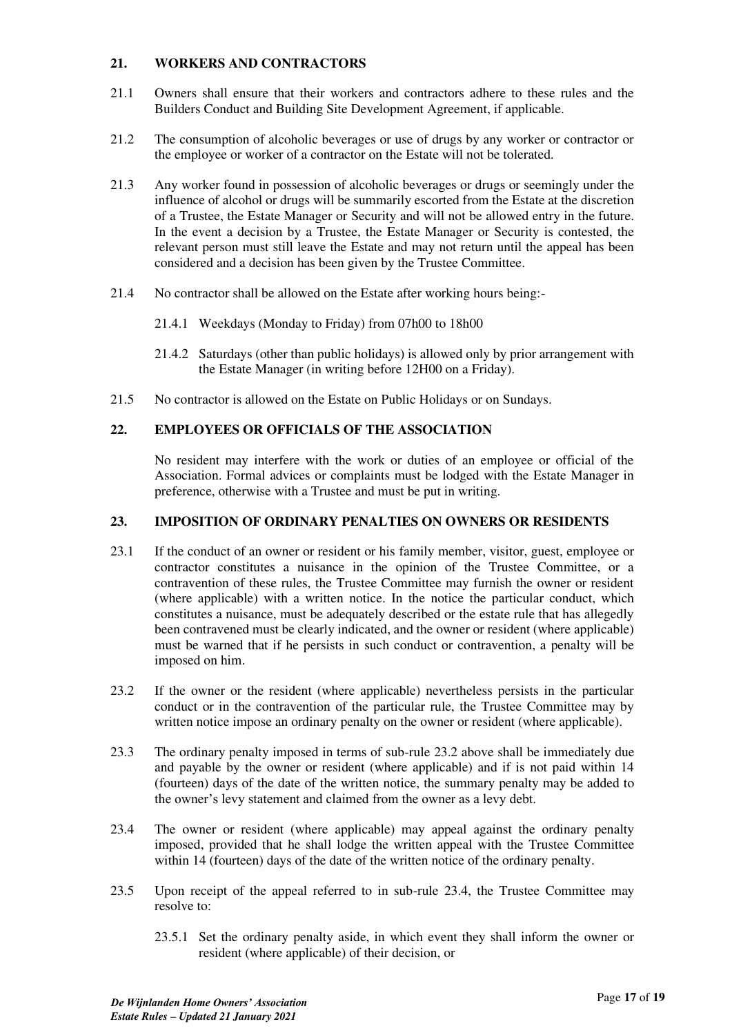## 21. WORKERS AND CONTRACTORS

21.1 Owners shall ensure that their workers and contractors adhere to these rules and the Builders Conduct and Building Site Development Agreement, if applicable.

21.2 The consumption of alcoholic beverages or use of drugs by any worker or contractor or the employee or worker of a contractor on the Estate will not be tolerated.

21.3 Any worker found in possession of alcoholic beverages or drugs or seemingly under the influence of alcohol or drugs will be summarily escorted from the Estate at the discretion of a Trustee, the Estate Manager or Security and will not be allowed entry in the future. In the event a decision by a Trustee, the Estate Manager or Security is contested, the relevant person must still leave the Estate and may not return until the appeal has been considered and a decision has been given by the Trustee Committee.

21.4 No contractor shall be allowed on the Estate after working hours being:-

21.4.1 Weekdays (Monday to Friday) from 07h00 to 18h00

21.4.2 Saturdays (other than public holidays) is allowed only by prior arrangement with the Estate Manager (in writing before 12H00 on a Friday).

21.5 No contractor is allowed on the Estate on Public Holidays or on Sundays.

## 22. EMPLOYEES OR OFFICIALS OF THE ASSOCIATION

No resident may interfere with the work or duties of an employee or official of the Association. Formal advices or complaints must be lodged with the Estate Manager in preference, otherwise with a Trustee and must be put in writing.

## 23. IMPOSITION OF ORDINARY PENALTIES ON OWNERS OR RESIDENTS

23.1 If the conduct of an owner or resident or his family member, visitor, guest, employee or contractor constitutes a nuisance in the opinion of the Trustee Committee, or a contravention of these rules, the Trustee Committee may furnish the owner or resident (where applicable) with a written notice. In the notice the particular conduct, which constitutes a nuisance, must be adequately described or the estate rule that has allegedly been contravened must be clearly indicated, and the owner or resident (where applicable) must be warned that if he persists in such conduct or contravention, a penalty will be imposed on him.

23.2 If the owner or the resident (where applicable) nevertheless persists in the particular conduct or in the contravention of the particular rule, the Trustee Committee may by written notice impose an ordinary penalty on the owner or resident (where applicable).

23.3 The ordinary penalty imposed in terms of sub-rule 23.2 above shall be immediately due and payable by the owner or resident (where applicable) and if is not paid within 14 (fourteen) days of the date of the written notice, the summary penalty may be added to the owner's levy statement and claimed from the owner as a levy debt.

23.4 The owner or resident (where applicable) may appeal against the ordinary penalty imposed, provided that he shall lodge the written appeal with the Trustee Committee within 14 (fourteen) days of the date of the written notice of the ordinary penalty.

23.5 Upon receipt of the appeal referred to in sub-rule 23.4, the Trustee Committee may resolve to:

23.5.1 Set the ordinary penalty aside, in which event they shall inform the owner or resident (where applicable) of their decision, or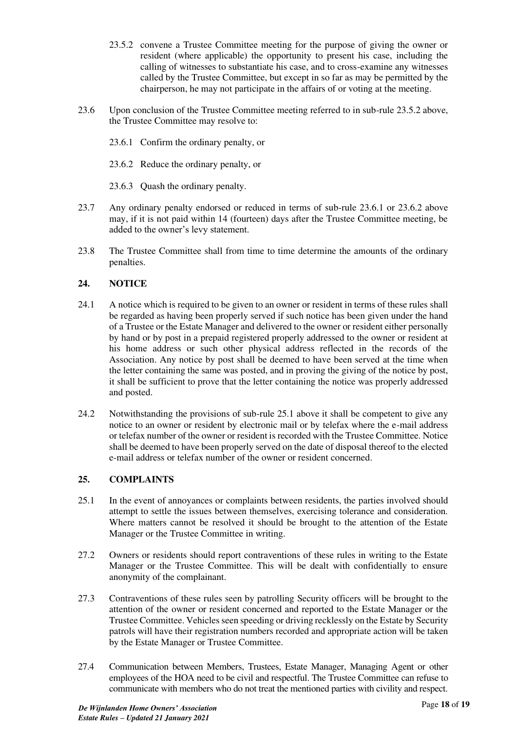23.5.2 convene a Trustee Committee meeting for the purpose of giving the owner or resident (where applicable) the opportunity to present his case, including the calling of witnesses to substantiate his case, and to cross-examine any witnesses called by the Trustee Committee, but except in so far as may be permitted by the chairperson, he may not participate in the affairs of or voting at the meeting.

23.6 Upon conclusion of the Trustee Committee meeting referred to in sub-rule 23.5.2 above, the Trustee Committee may resolve to:

23.6.1 Confirm the ordinary penalty, or

23.6.2 Reduce the ordinary penalty, or

23.6.3 Quash the ordinary penalty.

23.7 Any ordinary penalty endorsed or reduced in terms of sub-rule 23.6.1 or 23.6.2 above may, if it is not paid within 14 (fourteen) days after the Trustee Committee meeting, be added to the owner's levy statement.

23.8 The Trustee Committee shall from time to time determine the amounts of the ordinary penalties.

## 24. NOTICE

24.1 A notice which is required to be given to an owner or resident in terms of these rules shall be regarded as having been properly served if such notice has been given under the hand of a Trustee or the Estate Manager and delivered to the owner or resident either personally by hand or by post in a prepaid registered properly addressed to the owner or resident at his home address or such other physical address reflected in the records of the Association. Any notice by post shall be deemed to have been served at the time when the letter containing the same was posted, and in proving the giving of the notice by post, it shall be sufficient to prove that the letter containing the notice was properly addressed and posted.

24.2 Notwithstanding the provisions of sub-rule 25.1 above it shall be competent to give any notice to an owner or resident by electronic mail or by telefax where the e-mail address or telefax number of the owner or resident is recorded with the Trustee Committee. Notice shall be deemed to have been properly served on the date of disposal thereof to the elected e-mail address or telefax number of the owner or resident concerned.

## 25. COMPLAINTS

25.1 In the event of annoyances or complaints between residents, the parties involved should attempt to settle the issues between themselves, exercising tolerance and consideration. Where matters cannot be resolved it should be brought to the attention of the Estate Manager or the Trustee Committee in writing.

27.2 Owners or residents should report contraventions of these rules in writing to the Estate Manager or the Trustee Committee. This will be dealt with confidentially to ensure anonymity of the complainant.

27.3 Contraventions of these rules seen by patrolling Security officers will be brought to the attention of the owner or resident concerned and reported to the Estate Manager or the Trustee Committee. Vehicles seen speeding or driving recklessly on the Estate by Security patrols will have their registration numbers recorded and appropriate action will be taken by the Estate Manager or Trustee Committee.

27.4 Communication between Members, Trustees, Estate Manager, Managing Agent or other employees of the HOA need to be civil and respectful. The Trustee Committee can refuse to communicate with members who do not treat the mentioned parties with civility and respect.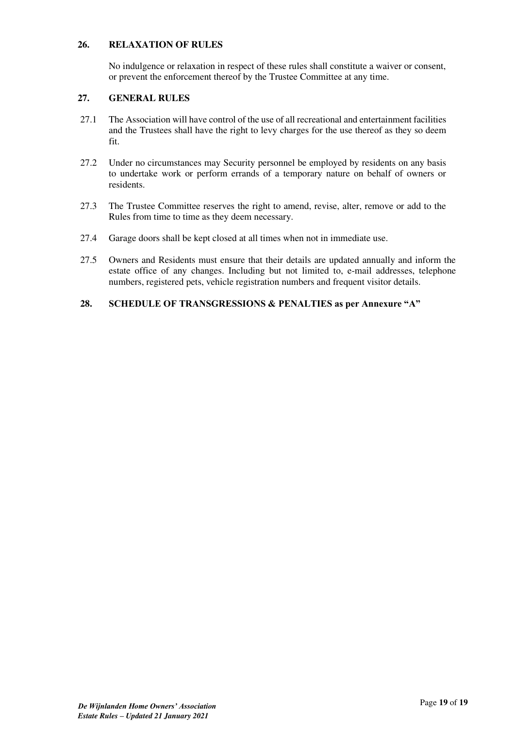## 26. RELAXATION OF RULES

No indulgence or relaxation in respect of these rules shall constitute a waiver or consent, or prevent the enforcement thereof by the Trustee Committee at any time.

## 27. GENERAL RULES

27.1 The Association will have control of the use of all recreational and entertainment facilities and the Trustees shall have the right to levy charges for the use thereof as they so deem fit.

27.2 Under no circumstances may Security personnel be employed by residents on any basis to undertake work or perform errands of a temporary nature on behalf of owners or residents.

27.3 The Trustee Committee reserves the right to amend, revise, alter, remove or add to the Rules from time to time as they deem necessary.

27.4 Garage doors shall be kept closed at all times when not in immediate use.

27.5 Owners and Residents must ensure that their details are updated annually and inform the estate office of any changes. Including but not limited to, e-mail addresses, telephone numbers, registered pets, vehicle registration numbers and frequent visitor details.

## 28. SCHEDULE OF TRANSGRESSIONS & PENALTIES as per Annexure "A"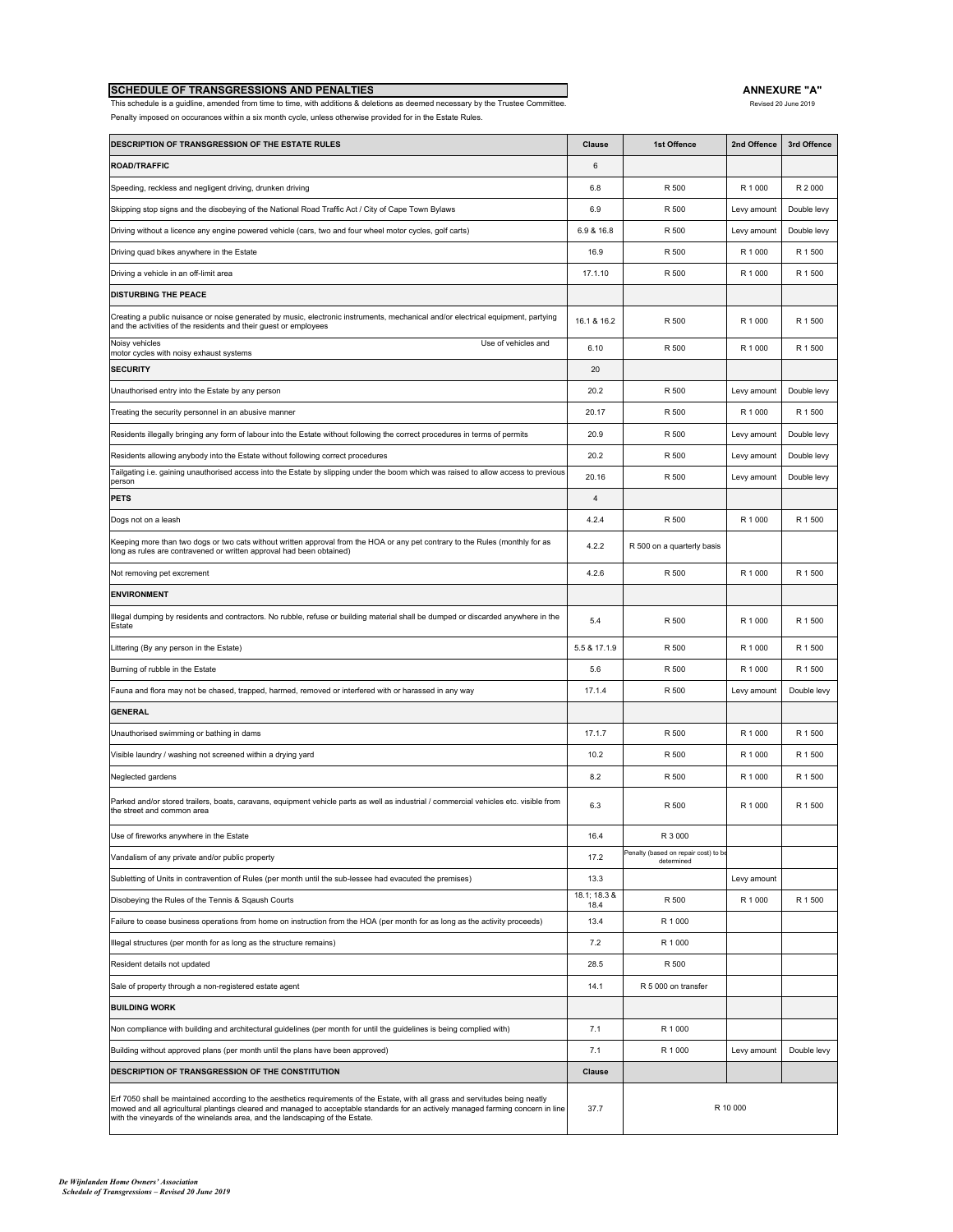## SCHEDULE OF TRANSGRESSIONS AND PENALTIES

**ANNEXURE "A"**

Revised 20 June 2019

This schedule is a guidline, amended from time to time, with additions & deletions as deemed necessary by the Trustee Committee.

Penalty imposed on occurances within a six month cycle, unless otherwise provided for in the Estate Rules.

| DESCRIPTION OF TRANSGRESSION OF THE ESTATE RULES | Clause | 1st Offence | 2nd Offence | 3rd Offence |
|---|---|---|---|---|
| **ROAD/TRAFFIC** | 6 | | | |
| Speeding, reckless and negligent driving, drunken driving | 6.8 | R 500 | R 1 000 | R 2 000 |
| Skipping stop signs and the disobeying of the National Road Traffic Act / City of Cape Town Bylaws | 6.9 | R 500 | Levy amount | Double levy |
| Driving without a licence any engine powered vehicle (cars, two and four wheel motor cycles, golf carts) | 6.9 & 16.8 | R 500 | Levy amount | Double levy |
| Driving quad bikes anywhere in the Estate | 16.9 | R 500 | R 1 000 | R 1 500 |
| Driving a vehicle in an off-limit area | 17.1.10 | R 500 | R 1 000 | R 1 500 |
| **DISTURBING THE PEACE** | | | | |
| Creating a public nuisance or noise generated by music, electronic instruments, mechanical and/or electrical equipment, partying and the activities of the residents and their guest or employees | 16.1 & 16.2 | R 500 | R 1 000 | R 1 500 |
| Noisy vehicles Use of vehicles and motor cycles with noisy exhaust systems | 6.10 | R 500 | R 1 000 | R 1 500 |
| **SECURITY** | 20 | | | |
| Unauthorised entry into the Estate by any person | 20.2 | R 500 | Levy amount | Double levy |
| Treating the security personnel in an abusive manner | 20.17 | R 500 | R 1 000 | R 1 500 |
| Residents illegally bringing any form of labour into the Estate without following the correct procedures in terms of permits | 20.9 | R 500 | Levy amount | Double levy |
| Residents allowing anybody into the Estate without following correct procedures | 20.2 | R 500 | Levy amount | Double levy |
| Tailgating i.e. gaining unauthorised access into the Estate by slipping under the boom which was raised to allow access to previous person | 20.16 | R 500 | Levy amount | Double levy |
| **PETS** | 4 | | | |
| Dogs not on a leash | 4.2.4 | R 500 | R 1 000 | R 1 500 |
| Keeping more than two dogs or two cats without written approval from the HOA or any pet contrary to the Rules (monthly for as long as rules are contravened or written approval had been obtained) | 4.2.2 | R 500 on a quarterly basis | | |
| Not removing pet excrement | 4.2.6 | R 500 | R 1 000 | R 1 500 |
| **ENVIRONMENT** | | | | |
| Illegal dumping by residents and contractors. No rubble, refuse or building material shall be dumped or discarded anywhere in the Estate | 5.4 | R 500 | R 1 000 | R 1 500 |
| Littering (By any person in the Estate) | 5.5 & 17.1.9 | R 500 | R 1 000 | R 1 500 |
| Burning of rubble in the Estate | 5.6 | R 500 | R 1 000 | R 1 500 |
| Fauna and flora may not be chased, trapped, harmed, removed or interfered with or harassed in any way | 17.1.4 | R 500 | Levy amount | Double levy |
| **GENERAL** | | | | |
| Unauthorised swimming or bathing in dams | 17.1.7 | R 500 | R 1 000 | R 1 500 |
| Visible laundry / washing not screened within a drying yard | 10.2 | R 500 | R 1 000 | R 1 500 |
| Neglected gardens | 8.2 | R 500 | R 1 000 | R 1 500 |
| Parked and/or stored trailers, boats, caravans, equipment vehicle parts as well as industrial / commercial vehicles etc. visible from the street and common area | 6.3 | R 500 | R 1 000 | R 1 500 |
| Use of fireworks anywhere in the Estate | 16.4 | R 3 000 | | |
| Vandalism of any private and/or public property | 17.2 | Penalty (based on repair cost) to be determined | | |
| Subletting of Units in contravention of Rules (per month until the sub-lessee had evacuted the premises) | 13.3 | | Levy amount | |
| Disobeying the Rules of the Tennis & Sqaush Courts | 18.1; 18.3 & 18.4 | R 500 | R 1 000 | R 1 500 |
| Failure to cease business operations from home on instruction from the HOA (per month for as long as the activity proceeds) | 13.4 | R 1 000 | | |
| Illegal structures (per month for as long as the structure remains) | 7.2 | R 1 000 | | |
| Resident details not updated | 28.5 | R 500 | | |
| Sale of property through a non-registered estate agent | 14.1 | R 5 000 on transfer | | |
| **BUILDING WORK** | | | | |
| Non compliance with building and architectural guidelines (per month for until the guidelines is being complied with) | 7.1 | R 1 000 | | |
| Building without approved plans (per month until the plans have been approved) | 7.1 | R 1 000 | Levy amount | Double levy |
| **DESCRIPTION OF TRANSGRESSION OF THE CONSTITUTION** | **Clause** | | | |
| Erf 7050 shall be maintained according to the aesthetics requirements of the Estate, with all grass and servitudes being neatly mowed and all agricultural plantings cleared and managed to acceptable standards for an actively managed farming concern in line with the vineyards of the winelands area, and the landscaping of the Estate. | 37.7 | R 10 000 | | |

*De Wijnlanden Home Owners' Association*
*Schedule of Transgressions – Revised 20 June 2019*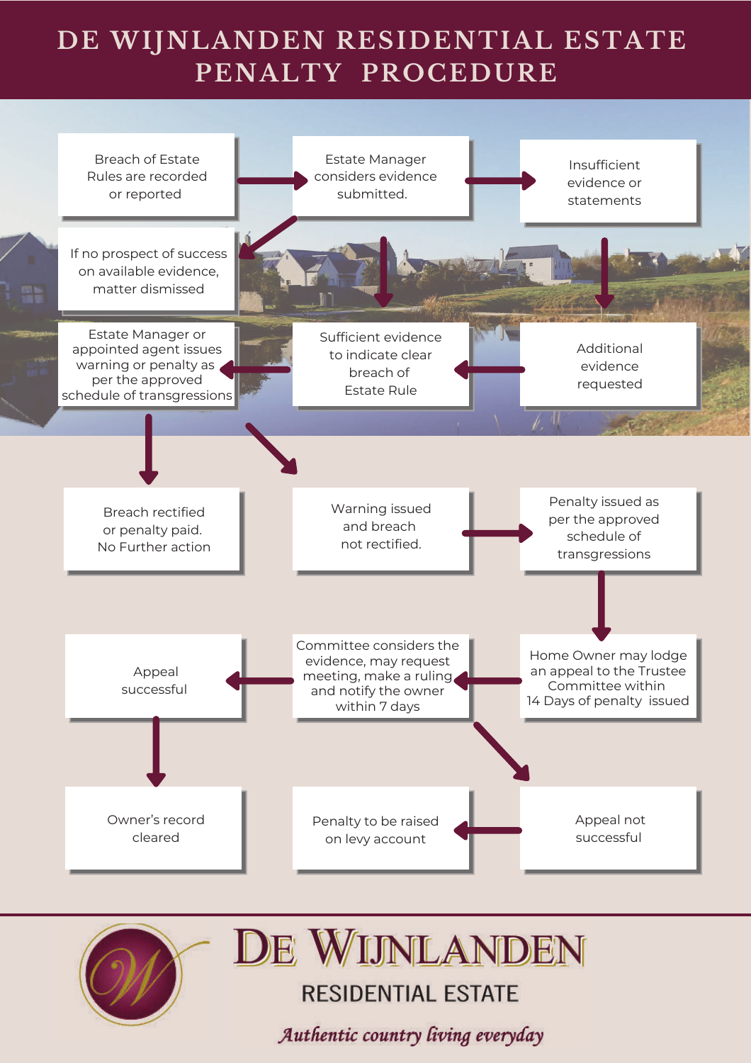# DE WIJNLANDEN RESIDENTIAL ESTATE PENALTY PROCEDURE

Breach of Estate Rules are recorded or reported

Estate Manager considers evidence submitted.

Insufficient evidence or statements

If no prospect of success on available evidence, matter dismissed

Estate Manager or appointed agent issues warning or penalty as per the approved schedule of transgressions

Sufficient evidence to indicate clear breach of Estate Rule

Additional evidence requested

Breach rectified or penalty paid. No Further action

Warning issued and breach not rectified.

Penalty issued as per the approved schedule of transgressions

Appeal successful

Committee considers the evidence, may request meeting, make a ruling and notify the owner within 7 days

Home Owner may lodge an appeal to the Trustee Committee within 14 Days of penalty issued

Owner's record cleared

Penalty to be raised on levy account

Appeal not successful

DE WIJNLANDEN

RESIDENTIAL ESTATE

*Authentic country living everyday*